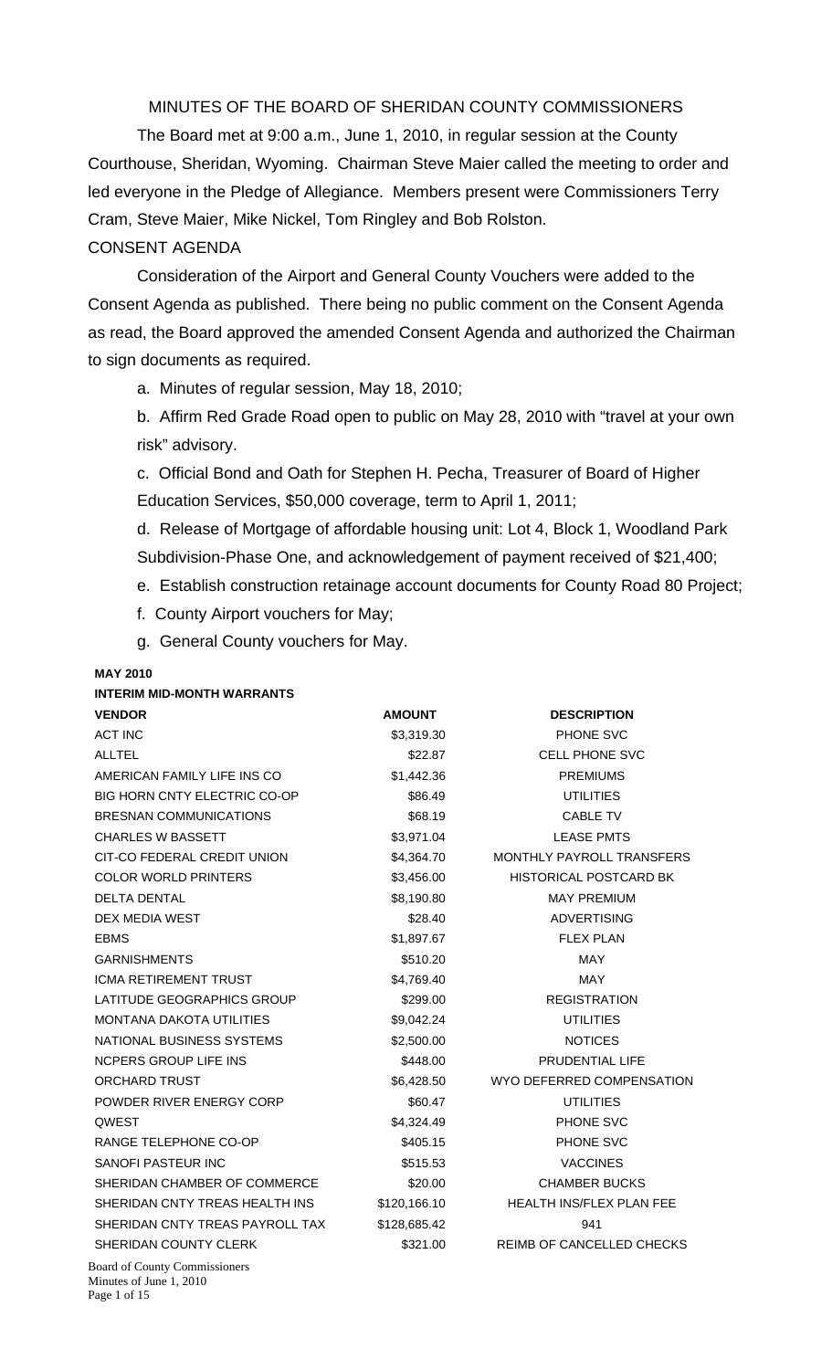# MINUTES OF THE BOARD OF SHERIDAN COUNTY COMMISSIONERS

The Board met at 9:00 a.m., June 1, 2010, in regular session at the County Courthouse, Sheridan, Wyoming. Chairman Steve Maier called the meeting to order and led everyone in the Pledge of Allegiance. Members present were Commissioners Terry Cram, Steve Maier, Mike Nickel, Tom Ringley and Bob Rolston.

## CONSENT AGENDA

Consideration of the Airport and General County Vouchers were added to the Consent Agenda as published. There being no public comment on the Consent Agenda as read, the Board approved the amended Consent Agenda and authorized the Chairman to sign documents as required.

a. Minutes of regular session, May 18, 2010;

b. Affirm Red Grade Road open to public on May 28, 2010 with "travel at your own risk" advisory.

c. Official Bond and Oath for Stephen H. Pecha, Treasurer of Board of Higher Education Services, $50,000 coverage, term to April 1, 2011;

d. Release of Mortgage of affordable housing unit: Lot 4, Block 1, Woodland Park Subdivision-Phase One, and acknowledgement of payment received of $21,400;

e. Establish construction retainage account documents for County Road 80 Project;

f. County Airport vouchers for May;

g. General County vouchers for May.

**MAY 2010**

**INTERIM MID-MONTH WARRANTS**

| VENDOR | AMOUNT | DESCRIPTION |
|---|---|---|
| ACT INC | $3,319.30 | PHONE SVC |
| ALLTEL | $22.87 | CELL PHONE SVC |
| AMERICAN FAMILY LIFE INS CO | $1,442.36 | PREMIUMS |
| BIG HORN CNTY ELECTRIC CO-OP | $86.49 | UTILITIES |
| BRESNAN COMMUNICATIONS | $68.19 | CABLE TV |
| CHARLES W BASSETT | $3,971.04 | LEASE PMTS |
| CIT-CO FEDERAL CREDIT UNION | $4,364.70 | MONTHLY PAYROLL TRANSFERS |
| COLOR WORLD PRINTERS | $3,456.00 | HISTORICAL POSTCARD BK |
| DELTA DENTAL | $8,190.80 | MAY PREMIUM |
| DEX MEDIA WEST | $28.40 | ADVERTISING |
| EBMS | $1,897.67 | FLEX PLAN |
| GARNISHMENTS | $510.20 | MAY |
| ICMA RETIREMENT TRUST | $4,769.40 | MAY |
| LATITUDE GEOGRAPHICS GROUP | $299.00 | REGISTRATION |
| MONTANA DAKOTA UTILITIES | $9,042.24 | UTILITIES |
| NATIONAL BUSINESS SYSTEMS | $2,500.00 | NOTICES |
| NCPERS GROUP LIFE INS | $448.00 | PRUDENTIAL LIFE |
| ORCHARD TRUST | $6,428.50 | WYO DEFERRED COMPENSATION |
| POWDER RIVER ENERGY CORP | $60.47 | UTILITIES |
| QWEST | $4,324.49 | PHONE SVC |
| RANGE TELEPHONE CO-OP | $405.15 | PHONE SVC |
| SANOFI PASTEUR INC | $515.53 | VACCINES |
| SHERIDAN CHAMBER OF COMMERCE | $20.00 | CHAMBER BUCKS |
| SHERIDAN CNTY TREAS HEALTH INS | $120,166.10 | HEALTH INS/FLEX PLAN FEE |
| SHERIDAN CNTY TREAS PAYROLL TAX | $128,685.42 | 941 |
| SHERIDAN COUNTY CLERK | $321.00 | REIMB OF CANCELLED CHECKS |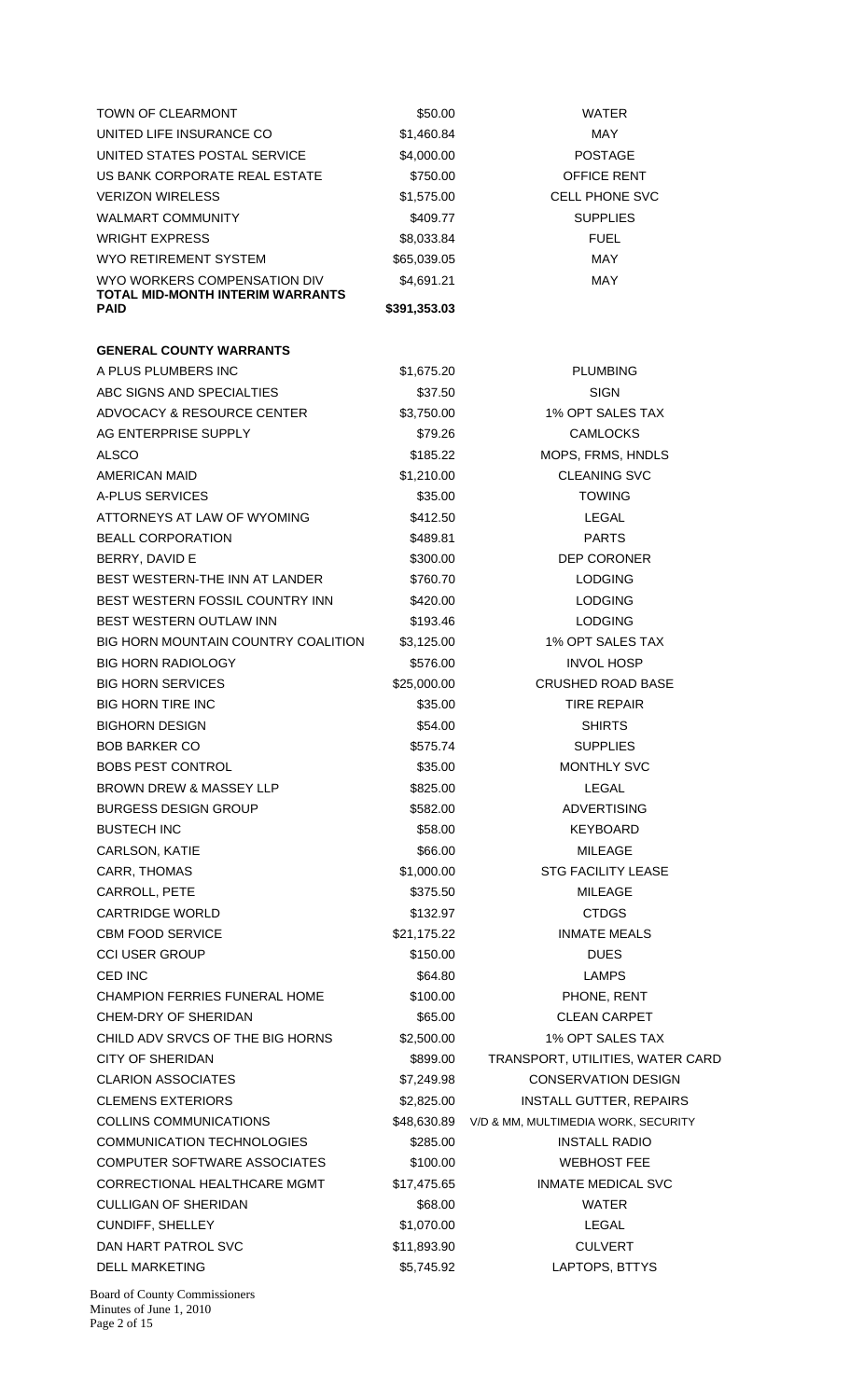| | | |
|---|---|---|
| TOWN OF CLEARMONT | $50.00 | WATER |
| UNITED LIFE INSURANCE CO | $1,460.84 | MAY |
| UNITED STATES POSTAL SERVICE | $4,000.00 | POSTAGE |
| US BANK CORPORATE REAL ESTATE | $750.00 | OFFICE RENT |
| VERIZON WIRELESS | $1,575.00 | CELL PHONE SVC |
| WALMART COMMUNITY | $409.77 | SUPPLIES |
| WRIGHT EXPRESS | $8,033.84 | FUEL |
| WYO RETIREMENT SYSTEM | $65,039.05 | MAY |
| WYO WORKERS COMPENSATION DIV | $4,691.21 | MAY |
| **TOTAL MID-MONTH INTERIM WARRANTS PAID** | **$391,353.03** | |

**GENERAL COUNTY WARRANTS**

| | | |
|---|---|---|
| A PLUS PLUMBERS INC | $1,675.20 | PLUMBING |
| ABC SIGNS AND SPECIALTIES | $37.50 | SIGN |
| ADVOCACY & RESOURCE CENTER | $3,750.00 | 1% OPT SALES TAX |
| AG ENTERPRISE SUPPLY | $79.26 | CAMLOCKS |
| ALSCO | $185.22 | MOPS, FRMS, HNDLS |
| AMERICAN MAID | $1,210.00 | CLEANING SVC |
| A-PLUS SERVICES | $35.00 | TOWING |
| ATTORNEYS AT LAW OF WYOMING | $412.50 | LEGAL |
| BEALL CORPORATION | $489.81 | PARTS |
| BERRY, DAVID E | $300.00 | DEP CORONER |
| BEST WESTERN-THE INN AT LANDER | $760.70 | LODGING |
| BEST WESTERN FOSSIL COUNTRY INN | $420.00 | LODGING |
| BEST WESTERN OUTLAW INN | $193.46 | LODGING |
| BIG HORN MOUNTAIN COUNTRY COALITION | $3,125.00 | 1% OPT SALES TAX |
| BIG HORN RADIOLOGY | $576.00 | INVOL HOSP |
| BIG HORN SERVICES | $25,000.00 | CRUSHED ROAD BASE |
| BIG HORN TIRE INC | $35.00 | TIRE REPAIR |
| BIGHORN DESIGN | $54.00 | SHIRTS |
| BOB BARKER CO | $575.74 | SUPPLIES |
| BOBS PEST CONTROL | $35.00 | MONTHLY SVC |
| BROWN DREW & MASSEY LLP | $825.00 | LEGAL |
| BURGESS DESIGN GROUP | $582.00 | ADVERTISING |
| BUSTECH INC | $58.00 | KEYBOARD |
| CARLSON, KATIE | $66.00 | MILEAGE |
| CARR, THOMAS | $1,000.00 | STG FACILITY LEASE |
| CARROLL, PETE | $375.50 | MILEAGE |
| CARTRIDGE WORLD | $132.97 | CTDGS |
| CBM FOOD SERVICE | $21,175.22 | INMATE MEALS |
| CCI USER GROUP | $150.00 | DUES |
| CED INC | $64.80 | LAMPS |
| CHAMPION FERRIES FUNERAL HOME | $100.00 | PHONE, RENT |
| CHEM-DRY OF SHERIDAN | $65.00 | CLEAN CARPET |
| CHILD ADV SRVCS OF THE BIG HORNS | $2,500.00 | 1% OPT SALES TAX |
| CITY OF SHERIDAN | $899.00 | TRANSPORT, UTILITIES, WATER CARD |
| CLARION ASSOCIATES | $7,249.98 | CONSERVATION DESIGN |
| CLEMENS EXTERIORS | $2,825.00 | INSTALL GUTTER, REPAIRS |
| COLLINS COMMUNICATIONS | $48,630.89 | V/D & MM, MULTIMEDIA WORK, SECURITY |
| COMMUNICATION TECHNOLOGIES | $285.00 | INSTALL RADIO |
| COMPUTER SOFTWARE ASSOCIATES | $100.00 | WEBHOST FEE |
| CORRECTIONAL HEALTHCARE MGMT | $17,475.65 | INMATE MEDICAL SVC |
| CULLIGAN OF SHERIDAN | $68.00 | WATER |
| CUNDIFF, SHELLEY | $1,070.00 | LEGAL |
| DAN HART PATROL SVC | $11,893.90 | CULVERT |
| DELL MARKETING | $5,745.92 | LAPTOPS, BTTYS |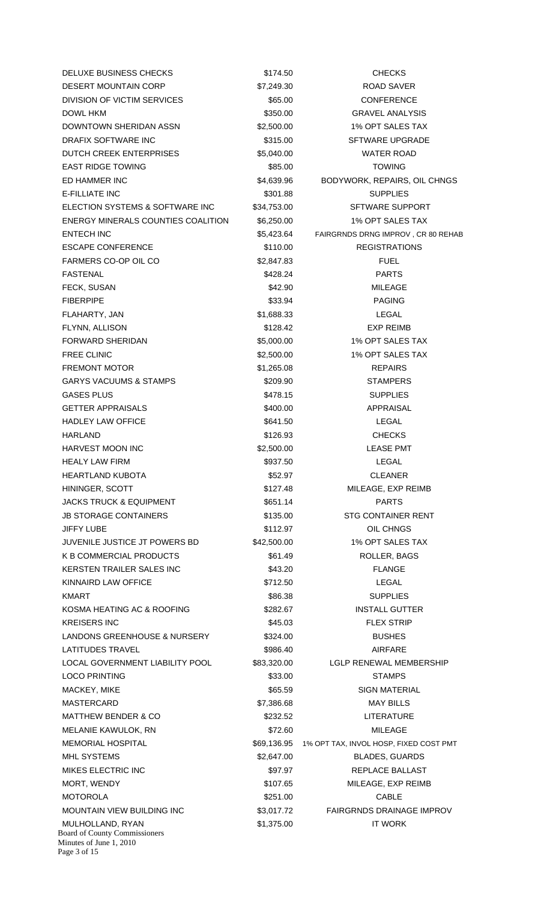| | | |
|---|---|---|
| DELUXE BUSINESS CHECKS | $174.50 | CHECKS |
| DESERT MOUNTAIN CORP | $7,249.30 | ROAD SAVER |
| DIVISION OF VICTIM SERVICES | $65.00 | CONFERENCE |
| DOWL HKM | $350.00 | GRAVEL ANALYSIS |
| DOWNTOWN SHERIDAN ASSN | $2,500.00 | 1% OPT SALES TAX |
| DRAFIX SOFTWARE INC | $315.00 | SFTWARE UPGRADE |
| DUTCH CREEK ENTERPRISES | $5,040.00 | WATER ROAD |
| EAST RIDGE TOWING | $85.00 | TOWING |
| ED HAMMER INC | $4,639.96 | BODYWORK, REPAIRS, OIL CHNGS |
| E-FILLIATE INC | $301.88 | SUPPLIES |
| ELECTION SYSTEMS & SOFTWARE INC | $34,753.00 | SFTWARE SUPPORT |
| ENERGY MINERALS COUNTIES COALITION | $6,250.00 | 1% OPT SALES TAX |
| ENTECH INC | $5,423.64 | FAIRGRNDS DRNG IMPROV , CR 80 REHAB |
| ESCAPE CONFERENCE | $110.00 | REGISTRATIONS |
| FARMERS CO-OP OIL CO | $2,847.83 | FUEL |
| FASTENAL | $428.24 | PARTS |
| FECK, SUSAN | $42.90 | MILEAGE |
| FIBERPIPE | $33.94 | PAGING |
| FLAHARTY, JAN | $1,688.33 | LEGAL |
| FLYNN, ALLISON | $128.42 | EXP REIMB |
| FORWARD SHERIDAN | $5,000.00 | 1% OPT SALES TAX |
| FREE CLINIC | $2,500.00 | 1% OPT SALES TAX |
| FREMONT MOTOR | $1,265.08 | REPAIRS |
| GARYS VACUUMS & STAMPS | $209.90 | STAMPERS |
| GASES PLUS | $478.15 | SUPPLIES |
| GETTER APPRAISALS | $400.00 | APPRAISAL |
| HADLEY LAW OFFICE | $641.50 | LEGAL |
| HARLAND | $126.93 | CHECKS |
| HARVEST MOON INC | $2,500.00 | LEASE PMT |
| HEALY LAW FIRM | $937.50 | LEGAL |
| HEARTLAND KUBOTA | $52.97 | CLEANER |
| HININGER, SCOTT | $127.48 | MILEAGE, EXP REIMB |
| JACKS TRUCK & EQUIPMENT | $651.14 | PARTS |
| JB STORAGE CONTAINERS | $135.00 | STG CONTAINER RENT |
| JIFFY LUBE | $112.97 | OIL CHNGS |
| JUVENILE JUSTICE JT POWERS BD | $42,500.00 | 1% OPT SALES TAX |
| K B COMMERCIAL PRODUCTS | $61.49 | ROLLER, BAGS |
| KERSTEN TRAILER SALES INC | $43.20 | FLANGE |
| KINNAIRD LAW OFFICE | $712.50 | LEGAL |
| KMART | $86.38 | SUPPLIES |
| KOSMA HEATING AC & ROOFING | $282.67 | INSTALL GUTTER |
| KREISERS INC | $45.03 | FLEX STRIP |
| LANDONS GREENHOUSE & NURSERY | $324.00 | BUSHES |
| LATITUDES TRAVEL | $986.40 | AIRFARE |
| LOCAL GOVERNMENT LIABILITY POOL | $83,320.00 | LGLP RENEWAL MEMBERSHIP |
| LOCO PRINTING | $33.00 | STAMPS |
| MACKEY, MIKE | $65.59 | SIGN MATERIAL |
| MASTERCARD | $7,386.68 | MAY BILLS |
| MATTHEW BENDER & CO | $232.52 | LITERATURE |
| MELANIE KAWULOK, RN | $72.60 | MILEAGE |
| MEMORIAL HOSPITAL | $69,136.95 | 1% OPT TAX, INVOL HOSP, FIXED COST PMT |
| MHL SYSTEMS | $2,647.00 | BLADES, GUARDS |
| MIKES ELECTRIC INC | $97.97 | REPLACE BALLAST |
| MORT, WENDY | $107.65 | MILEAGE, EXP REIMB |
| MOTOROLA | $251.00 | CABLE |
| MOUNTAIN VIEW BUILDING INC | $3,017.72 | FAIRGRNDS DRAINAGE IMPROV |
| MULHOLLAND, RYAN | $1,375.00 | IT WORK |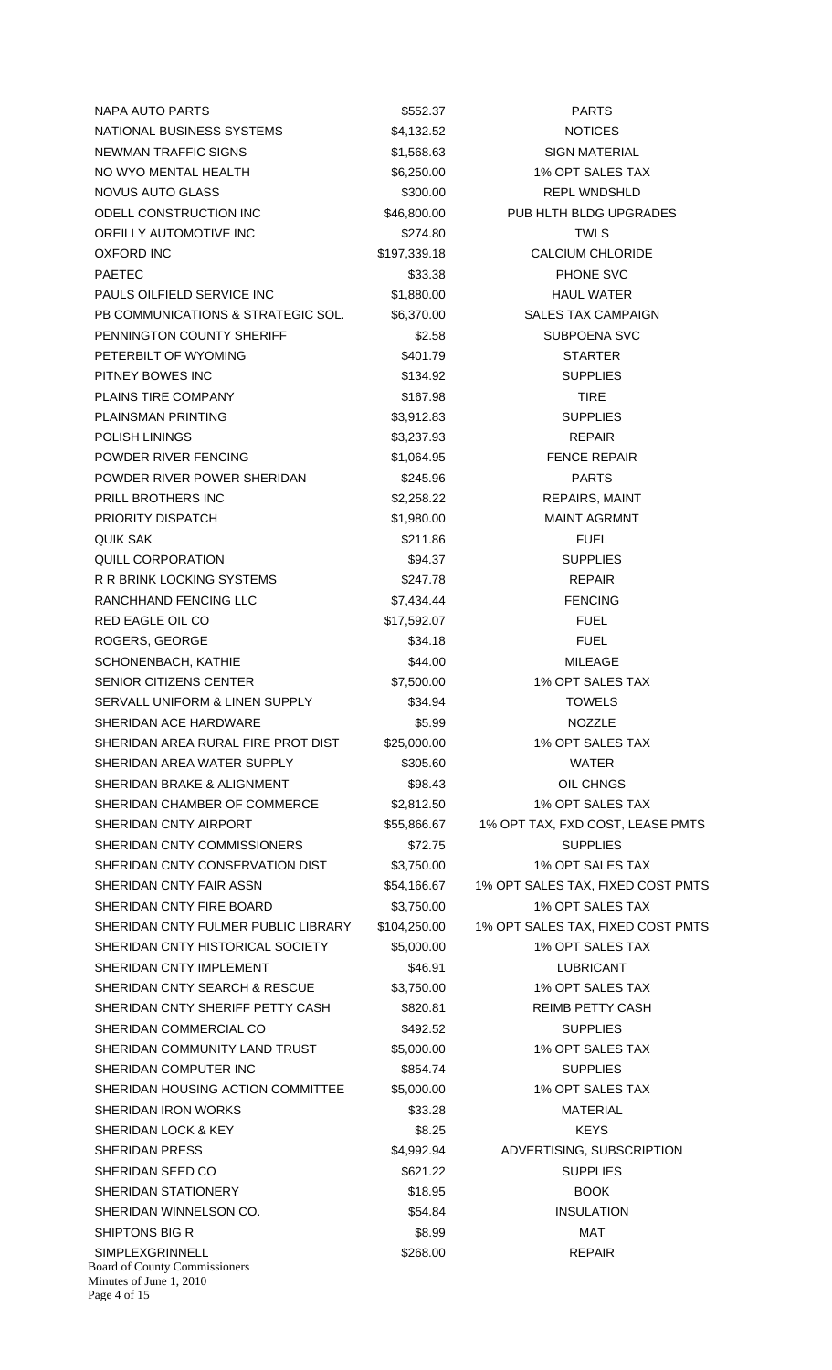| | | |
|---|---|---|
| NAPA AUTO PARTS | $552.37 | PARTS |
| NATIONAL BUSINESS SYSTEMS | $4,132.52 | NOTICES |
| NEWMAN TRAFFIC SIGNS | $1,568.63 | SIGN MATERIAL |
| NO WYO MENTAL HEALTH | $6,250.00 | 1% OPT SALES TAX |
| NOVUS AUTO GLASS | $300.00 | REPL WNDSHLD |
| ODELL CONSTRUCTION INC | $46,800.00 | PUB HLTH BLDG UPGRADES |
| OREILLY AUTOMOTIVE INC | $274.80 | TWLS |
| OXFORD INC | $197,339.18 | CALCIUM CHLORIDE |
| PAETEC | $33.38 | PHONE SVC |
| PAULS OILFIELD SERVICE INC | $1,880.00 | HAUL WATER |
| PB COMMUNICATIONS & STRATEGIC SOL. | $6,370.00 | SALES TAX CAMPAIGN |
| PENNINGTON COUNTY SHERIFF | $2.58 | SUBPOENA SVC |
| PETERBILT OF WYOMING | $401.79 | STARTER |
| PITNEY BOWES INC | $134.92 | SUPPLIES |
| PLAINS TIRE COMPANY | $167.98 | TIRE |
| PLAINSMAN PRINTING | $3,912.83 | SUPPLIES |
| POLISH LININGS | $3,237.93 | REPAIR |
| POWDER RIVER FENCING | $1,064.95 | FENCE REPAIR |
| POWDER RIVER POWER SHERIDAN | $245.96 | PARTS |
| PRILL BROTHERS INC | $2,258.22 | REPAIRS, MAINT |
| PRIORITY DISPATCH | $1,980.00 | MAINT AGRMNT |
| QUIK SAK | $211.86 | FUEL |
| QUILL CORPORATION | $94.37 | SUPPLIES |
| R R BRINK LOCKING SYSTEMS | $247.78 | REPAIR |
| RANCHHAND FENCING LLC | $7,434.44 | FENCING |
| RED EAGLE OIL CO | $17,592.07 | FUEL |
| ROGERS, GEORGE | $34.18 | FUEL |
| SCHONENBACH, KATHIE | $44.00 | MILEAGE |
| SENIOR CITIZENS CENTER | $7,500.00 | 1% OPT SALES TAX |
| SERVALL UNIFORM & LINEN SUPPLY | $34.94 | TOWELS |
| SHERIDAN ACE HARDWARE | $5.99 | NOZZLE |
| SHERIDAN AREA RURAL FIRE PROT DIST | $25,000.00 | 1% OPT SALES TAX |
| SHERIDAN AREA WATER SUPPLY | $305.60 | WATER |
| SHERIDAN BRAKE & ALIGNMENT | $98.43 | OIL CHNGS |
| SHERIDAN CHAMBER OF COMMERCE | $2,812.50 | 1% OPT SALES TAX |
| SHERIDAN CNTY AIRPORT | $55,866.67 | 1% OPT TAX, FXD COST, LEASE PMTS |
| SHERIDAN CNTY COMMISSIONERS | $72.75 | SUPPLIES |
| SHERIDAN CNTY CONSERVATION DIST | $3,750.00 | 1% OPT SALES TAX |
| SHERIDAN CNTY FAIR ASSN | $54,166.67 | 1% OPT SALES TAX, FIXED COST PMTS |
| SHERIDAN CNTY FIRE BOARD | $3,750.00 | 1% OPT SALES TAX |
| SHERIDAN CNTY FULMER PUBLIC LIBRARY | $104,250.00 | 1% OPT SALES TAX, FIXED COST PMTS |
| SHERIDAN CNTY HISTORICAL SOCIETY | $5,000.00 | 1% OPT SALES TAX |
| SHERIDAN CNTY IMPLEMENT | $46.91 | LUBRICANT |
| SHERIDAN CNTY SEARCH & RESCUE | $3,750.00 | 1% OPT SALES TAX |
| SHERIDAN CNTY SHERIFF PETTY CASH | $820.81 | REIMB PETTY CASH |
| SHERIDAN COMMERCIAL CO | $492.52 | SUPPLIES |
| SHERIDAN COMMUNITY LAND TRUST | $5,000.00 | 1% OPT SALES TAX |
| SHERIDAN COMPUTER INC | $854.74 | SUPPLIES |
| SHERIDAN HOUSING ACTION COMMITTEE | $5,000.00 | 1% OPT SALES TAX |
| SHERIDAN IRON WORKS | $33.28 | MATERIAL |
| SHERIDAN LOCK & KEY | $8.25 | KEYS |
| SHERIDAN PRESS | $4,992.94 | ADVERTISING, SUBSCRIPTION |
| SHERIDAN SEED CO | $621.22 | SUPPLIES |
| SHERIDAN STATIONERY | $18.95 | BOOK |
| SHERIDAN WINNELSON CO. | $54.84 | INSULATION |
| SHIPTONS BIG R | $8.99 | MAT |
| SIMPLEXGRINNELL | $268.00 | REPAIR |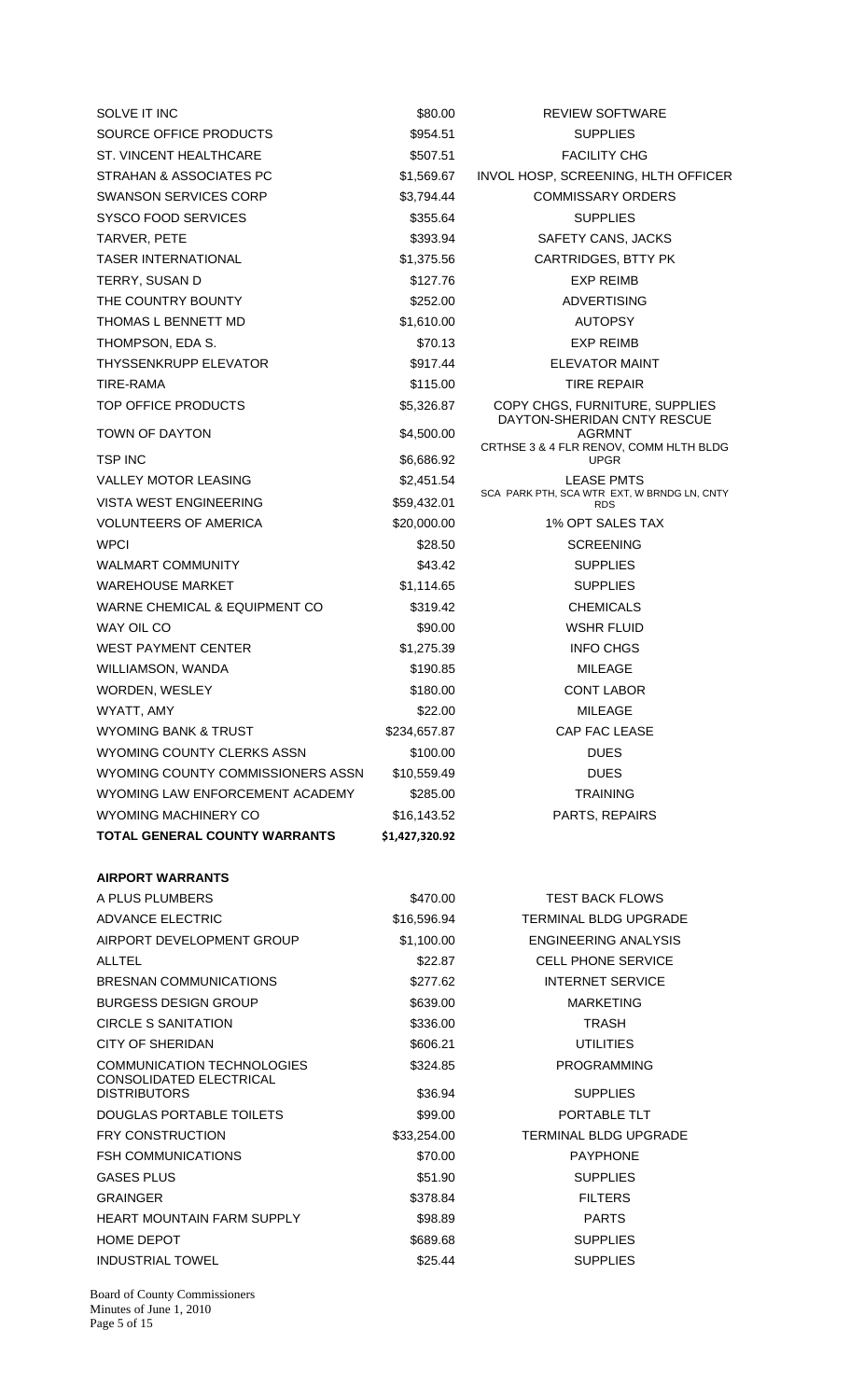| | | |
|---|---|---|
| SOLVE IT INC | $80.00 | REVIEW SOFTWARE |
| SOURCE OFFICE PRODUCTS | $954.51 | SUPPLIES |
| ST. VINCENT HEALTHCARE | $507.51 | FACILITY CHG |
| STRAHAN & ASSOCIATES PC | $1,569.67 | INVOL HOSP, SCREENING, HLTH OFFICER |
| SWANSON SERVICES CORP | $3,794.44 | COMMISSARY ORDERS |
| SYSCO FOOD SERVICES | $355.64 | SUPPLIES |
| TARVER, PETE | $393.94 | SAFETY CANS, JACKS |
| TASER INTERNATIONAL | $1,375.56 | CARTRIDGES, BTTY PK |
| TERRY, SUSAN D | $127.76 | EXP REIMB |
| THE COUNTRY BOUNTY | $252.00 | ADVERTISING |
| THOMAS L BENNETT MD | $1,610.00 | AUTOPSY |
| THOMPSON, EDA S. | $70.13 | EXP REIMB |
| THYSSENKRUPP ELEVATOR | $917.44 | ELEVATOR MAINT |
| TIRE-RAMA | $115.00 | TIRE REPAIR |
| TOP OFFICE PRODUCTS | $5,326.87 | COPY CHGS, FURNITURE, SUPPLIES |
| TOWN OF DAYTON | $4,500.00 | DAYTON-SHERIDAN CNTY RESCUE AGRMNT |
| TSP INC | $6,686.92 | CRTHSE 3 & 4 FLR RENOV, COMM HLTH BLDG UPGR |
| VALLEY MOTOR LEASING | $2,451.54 | LEASE PMTS |
| VISTA WEST ENGINEERING | $59,432.01 | SCA PARK PTH, SCA WTR EXT, W BRNDG LN, CNTY RDS |
| VOLUNTEERS OF AMERICA | $20,000.00 | 1% OPT SALES TAX |
| WPCI | $28.50 | SCREENING |
| WALMART COMMUNITY | $43.42 | SUPPLIES |
| WAREHOUSE MARKET | $1,114.65 | SUPPLIES |
| WARNE CHEMICAL & EQUIPMENT CO | $319.42 | CHEMICALS |
| WAY OIL CO | $90.00 | WSHR FLUID |
| WEST PAYMENT CENTER | $1,275.39 | INFO CHGS |
| WILLIAMSON, WANDA | $190.85 | MILEAGE |
| WORDEN, WESLEY | $180.00 | CONT LABOR |
| WYATT, AMY | $22.00 | MILEAGE |
| WYOMING BANK & TRUST | $234,657.87 | CAP FAC LEASE |
| WYOMING COUNTY CLERKS ASSN | $100.00 | DUES |
| WYOMING COUNTY COMMISSIONERS ASSN | $10,559.49 | DUES |
| WYOMING LAW ENFORCEMENT ACADEMY | $285.00 | TRAINING |
| WYOMING MACHINERY CO | $16,143.52 | PARTS, REPAIRS |
| **TOTAL GENERAL COUNTY WARRANTS** | **$1,427,320.92** | |

**AIRPORT WARRANTS**

| | | |
|---|---|---|
| A PLUS PLUMBERS | $470.00 | TEST BACK FLOWS |
| ADVANCE ELECTRIC | $16,596.94 | TERMINAL BLDG UPGRADE |
| AIRPORT DEVELOPMENT GROUP | $1,100.00 | ENGINEERING ANALYSIS |
| ALLTEL | $22.87 | CELL PHONE SERVICE |
| BRESNAN COMMUNICATIONS | $277.62 | INTERNET SERVICE |
| BURGESS DESIGN GROUP | $639.00 | MARKETING |
| CIRCLE S SANITATION | $336.00 | TRASH |
| CITY OF SHERIDAN | $606.21 | UTILITIES |
| COMMUNICATION TECHNOLOGIES | $324.85 | PROGRAMMING |
| CONSOLIDATED ELECTRICAL DISTRIBUTORS | $36.94 | SUPPLIES |
| DOUGLAS PORTABLE TOILETS | $99.00 | PORTABLE TLT |
| FRY CONSTRUCTION | $33,254.00 | TERMINAL BLDG UPGRADE |
| FSH COMMUNICATIONS | $70.00 | PAYPHONE |
| GASES PLUS | $51.90 | SUPPLIES |
| GRAINGER | $378.84 | FILTERS |
| HEART MOUNTAIN FARM SUPPLY | $98.89 | PARTS |
| HOME DEPOT | $689.68 | SUPPLIES |
| INDUSTRIAL TOWEL | $25.44 | SUPPLIES |

Board of County Commissioners
Minutes of June 1, 2010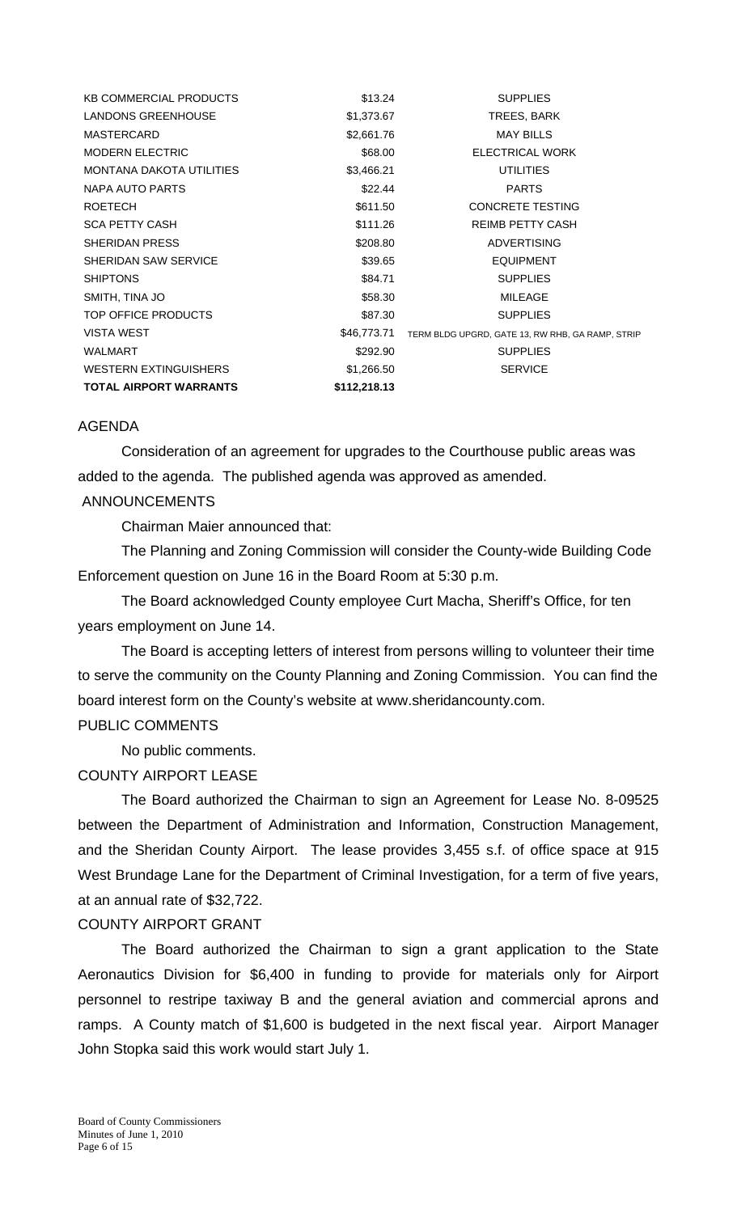| | | |
|---|---|---|
| KB COMMERCIAL PRODUCTS | $13.24 | SUPPLIES |
| LANDONS GREENHOUSE | $1,373.67 | TREES, BARK |
| MASTERCARD | $2,661.76 | MAY BILLS |
| MODERN ELECTRIC | $68.00 | ELECTRICAL WORK |
| MONTANA DAKOTA UTILITIES | $3,466.21 | UTILITIES |
| NAPA AUTO PARTS | $22.44 | PARTS |
| ROETECH | $611.50 | CONCRETE TESTING |
| SCA PETTY CASH | $111.26 | REIMB PETTY CASH |
| SHERIDAN PRESS | $208.80 | ADVERTISING |
| SHERIDAN SAW SERVICE | $39.65 | EQUIPMENT |
| SHIPTONS | $84.71 | SUPPLIES |
| SMITH, TINA JO | $58.30 | MILEAGE |
| TOP OFFICE PRODUCTS | $87.30 | SUPPLIES |
| VISTA WEST | $46,773.71 | TERM BLDG UPGRD, GATE 13, RW RHB, GA RAMP, STRIP |
| WALMART | $292.90 | SUPPLIES |
| WESTERN EXTINGUISHERS | $1,266.50 | SERVICE |
| **TOTAL AIRPORT WARRANTS** | **$112,218.13** | |

AGENDA

Consideration of an agreement for upgrades to the Courthouse public areas was added to the agenda. The published agenda was approved as amended.

ANNOUNCEMENTS

Chairman Maier announced that:

The Planning and Zoning Commission will consider the County-wide Building Code Enforcement question on June 16 in the Board Room at 5:30 p.m.

The Board acknowledged County employee Curt Macha, Sheriff's Office, for ten years employment on June 14.

The Board is accepting letters of interest from persons willing to volunteer their time to serve the community on the County Planning and Zoning Commission. You can find the board interest form on the County's website at www.sheridancounty.com.

PUBLIC COMMENTS

No public comments.

COUNTY AIRPORT LEASE

The Board authorized the Chairman to sign an Agreement for Lease No. 8-09525 between the Department of Administration and Information, Construction Management, and the Sheridan County Airport. The lease provides 3,455 s.f. of office space at 915 West Brundage Lane for the Department of Criminal Investigation, for a term of five years, at an annual rate of $32,722.

COUNTY AIRPORT GRANT

The Board authorized the Chairman to sign a grant application to the State Aeronautics Division for $6,400 in funding to provide for materials only for Airport personnel to restripe taxiway B and the general aviation and commercial aprons and ramps. A County match of $1,600 is budgeted in the next fiscal year. Airport Manager John Stopka said this work would start July 1.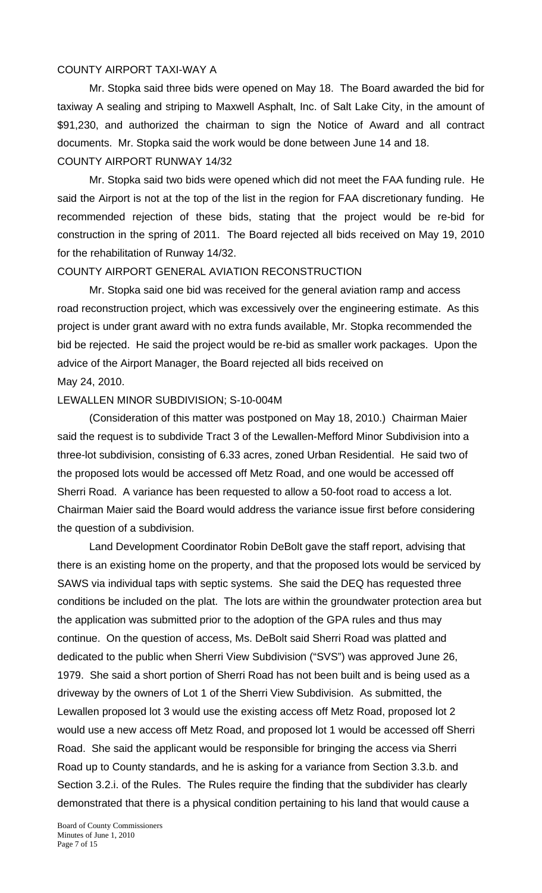COUNTY AIRPORT TAXI-WAY A

Mr. Stopka said three bids were opened on May 18. The Board awarded the bid for taxiway A sealing and striping to Maxwell Asphalt, Inc. of Salt Lake City, in the amount of $91,230, and authorized the chairman to sign the Notice of Award and all contract documents. Mr. Stopka said the work would be done between June 14 and 18.

COUNTY AIRPORT RUNWAY 14/32

Mr. Stopka said two bids were opened which did not meet the FAA funding rule. He said the Airport is not at the top of the list in the region for FAA discretionary funding. He recommended rejection of these bids, stating that the project would be re-bid for construction in the spring of 2011. The Board rejected all bids received on May 19, 2010 for the rehabilitation of Runway 14/32.

COUNTY AIRPORT GENERAL AVIATION RECONSTRUCTION

Mr. Stopka said one bid was received for the general aviation ramp and access road reconstruction project, which was excessively over the engineering estimate. As this project is under grant award with no extra funds available, Mr. Stopka recommended the bid be rejected. He said the project would be re-bid as smaller work packages. Upon the advice of the Airport Manager, the Board rejected all bids received on May 24, 2010.

LEWALLEN MINOR SUBDIVISION; S-10-004M

(Consideration of this matter was postponed on May 18, 2010.) Chairman Maier said the request is to subdivide Tract 3 of the Lewallen-Mefford Minor Subdivision into a three-lot subdivision, consisting of 6.33 acres, zoned Urban Residential. He said two of the proposed lots would be accessed off Metz Road, and one would be accessed off Sherri Road. A variance has been requested to allow a 50-foot road to access a lot. Chairman Maier said the Board would address the variance issue first before considering the question of a subdivision.

Land Development Coordinator Robin DeBolt gave the staff report, advising that there is an existing home on the property, and that the proposed lots would be serviced by SAWS via individual taps with septic systems. She said the DEQ has requested three conditions be included on the plat. The lots are within the groundwater protection area but the application was submitted prior to the adoption of the GPA rules and thus may continue. On the question of access, Ms. DeBolt said Sherri Road was platted and dedicated to the public when Sherri View Subdivision ("SVS") was approved June 26, 1979. She said a short portion of Sherri Road has not been built and is being used as a driveway by the owners of Lot 1 of the Sherri View Subdivision. As submitted, the Lewallen proposed lot 3 would use the existing access off Metz Road, proposed lot 2 would use a new access off Metz Road, and proposed lot 1 would be accessed off Sherri Road. She said the applicant would be responsible for bringing the access via Sherri Road up to County standards, and he is asking for a variance from Section 3.3.b. and Section 3.2.i. of the Rules. The Rules require the finding that the subdivider has clearly demonstrated that there is a physical condition pertaining to his land that would cause a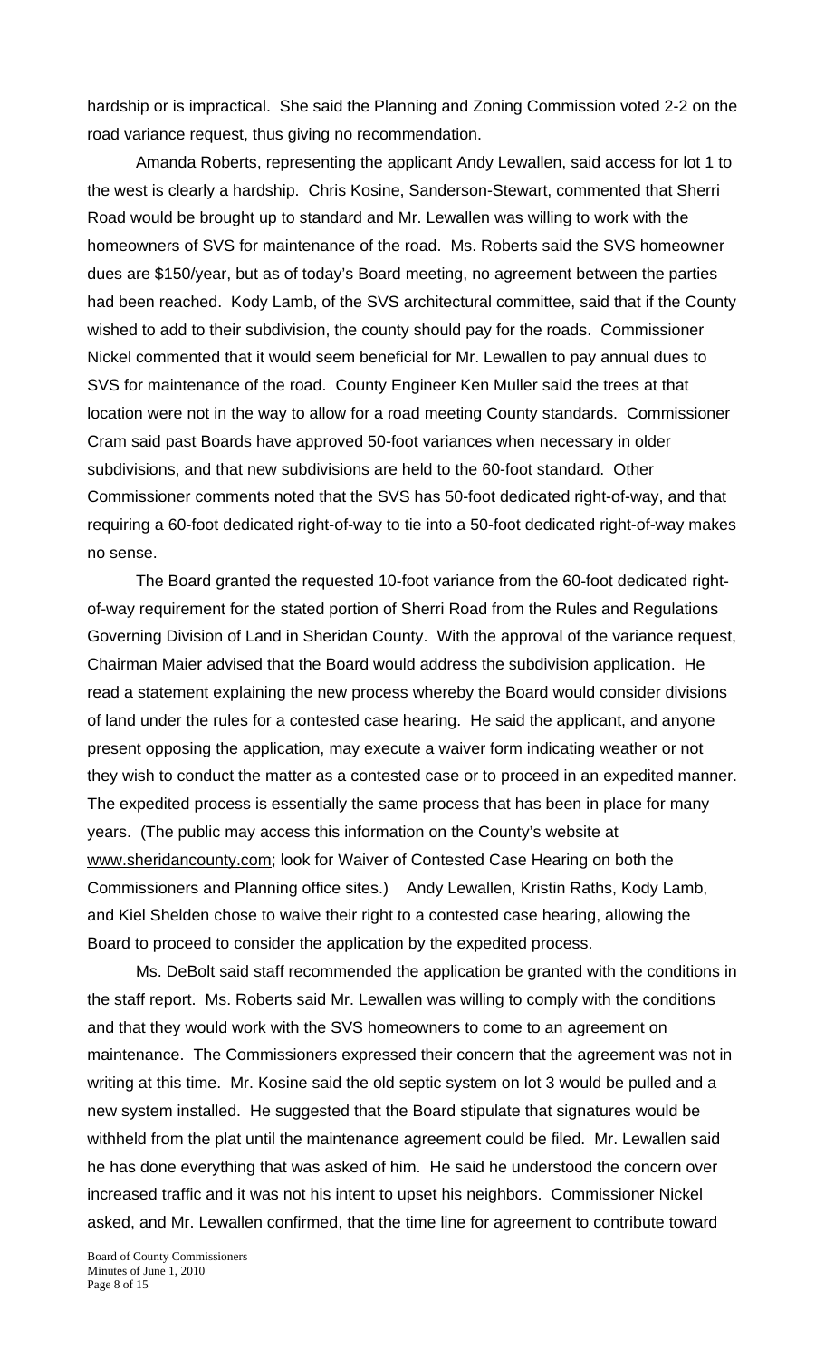hardship or is impractical. She said the Planning and Zoning Commission voted 2-2 on the road variance request, thus giving no recommendation.

Amanda Roberts, representing the applicant Andy Lewallen, said access for lot 1 to the west is clearly a hardship. Chris Kosine, Sanderson-Stewart, commented that Sherri Road would be brought up to standard and Mr. Lewallen was willing to work with the homeowners of SVS for maintenance of the road. Ms. Roberts said the SVS homeowner dues are $150/year, but as of today's Board meeting, no agreement between the parties had been reached. Kody Lamb, of the SVS architectural committee, said that if the County wished to add to their subdivision, the county should pay for the roads. Commissioner Nickel commented that it would seem beneficial for Mr. Lewallen to pay annual dues to SVS for maintenance of the road. County Engineer Ken Muller said the trees at that location were not in the way to allow for a road meeting County standards. Commissioner Cram said past Boards have approved 50-foot variances when necessary in older subdivisions, and that new subdivisions are held to the 60-foot standard. Other Commissioner comments noted that the SVS has 50-foot dedicated right-of-way, and that requiring a 60-foot dedicated right-of-way to tie into a 50-foot dedicated right-of-way makes no sense.

The Board granted the requested 10-foot variance from the 60-foot dedicated right-of-way requirement for the stated portion of Sherri Road from the Rules and Regulations Governing Division of Land in Sheridan County. With the approval of the variance request, Chairman Maier advised that the Board would address the subdivision application. He read a statement explaining the new process whereby the Board would consider divisions of land under the rules for a contested case hearing. He said the applicant, and anyone present opposing the application, may execute a waiver form indicating weather or not they wish to conduct the matter as a contested case or to proceed in an expedited manner. The expedited process is essentially the same process that has been in place for many years. (The public may access this information on the County's website at www.sheridancounty.com; look for Waiver of Contested Case Hearing on both the Commissioners and Planning office sites.) Andy Lewallen, Kristin Raths, Kody Lamb, and Kiel Shelden chose to waive their right to a contested case hearing, allowing the Board to proceed to consider the application by the expedited process.

Ms. DeBolt said staff recommended the application be granted with the conditions in the staff report. Ms. Roberts said Mr. Lewallen was willing to comply with the conditions and that they would work with the SVS homeowners to come to an agreement on maintenance. The Commissioners expressed their concern that the agreement was not in writing at this time. Mr. Kosine said the old septic system on lot 3 would be pulled and a new system installed. He suggested that the Board stipulate that signatures would be withheld from the plat until the maintenance agreement could be filed. Mr. Lewallen said he has done everything that was asked of him. He said he understood the concern over increased traffic and it was not his intent to upset his neighbors. Commissioner Nickel asked, and Mr. Lewallen confirmed, that the time line for agreement to contribute toward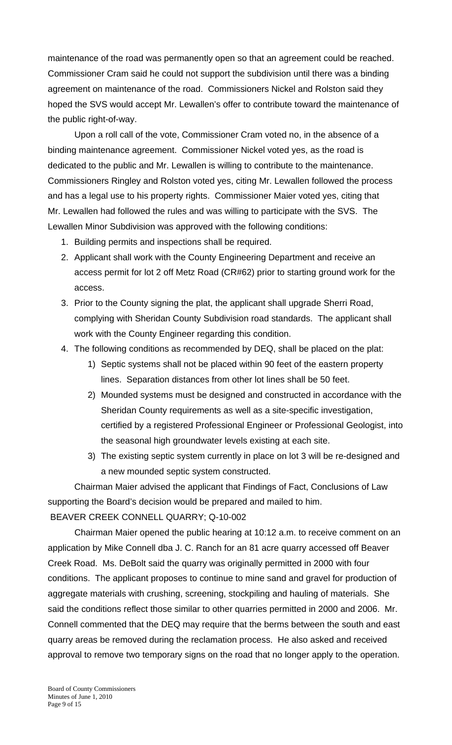maintenance of the road was permanently open so that an agreement could be reached. Commissioner Cram said he could not support the subdivision until there was a binding agreement on maintenance of the road. Commissioners Nickel and Rolston said they hoped the SVS would accept Mr. Lewallen's offer to contribute toward the maintenance of the public right-of-way.

Upon a roll call of the vote, Commissioner Cram voted no, in the absence of a binding maintenance agreement. Commissioner Nickel voted yes, as the road is dedicated to the public and Mr. Lewallen is willing to contribute to the maintenance. Commissioners Ringley and Rolston voted yes, citing Mr. Lewallen followed the process and has a legal use to his property rights. Commissioner Maier voted yes, citing that Mr. Lewallen had followed the rules and was willing to participate with the SVS. The Lewallen Minor Subdivision was approved with the following conditions:

1. Building permits and inspections shall be required.
2. Applicant shall work with the County Engineering Department and receive an access permit for lot 2 off Metz Road (CR#62) prior to starting ground work for the access.
3. Prior to the County signing the plat, the applicant shall upgrade Sherri Road, complying with Sheridan County Subdivision road standards. The applicant shall work with the County Engineer regarding this condition.
4. The following conditions as recommended by DEQ, shall be placed on the plat:
   1) Septic systems shall not be placed within 90 feet of the eastern property lines. Separation distances from other lot lines shall be 50 feet.
   2) Mounded systems must be designed and constructed in accordance with the Sheridan County requirements as well as a site-specific investigation, certified by a registered Professional Engineer or Professional Geologist, into the seasonal high groundwater levels existing at each site.
   3) The existing septic system currently in place on lot 3 will be re-designed and a new mounded septic system constructed.

Chairman Maier advised the applicant that Findings of Fact, Conclusions of Law supporting the Board's decision would be prepared and mailed to him.

BEAVER CREEK CONNELL QUARRY; Q-10-002

Chairman Maier opened the public hearing at 10:12 a.m. to receive comment on an application by Mike Connell dba J. C. Ranch for an 81 acre quarry accessed off Beaver Creek Road. Ms. DeBolt said the quarry was originally permitted in 2000 with four conditions. The applicant proposes to continue to mine sand and gravel for production of aggregate materials with crushing, screening, stockpiling and hauling of materials. She said the conditions reflect those similar to other quarries permitted in 2000 and 2006. Mr. Connell commented that the DEQ may require that the berms between the south and east quarry areas be removed during the reclamation process. He also asked and received approval to remove two temporary signs on the road that no longer apply to the operation.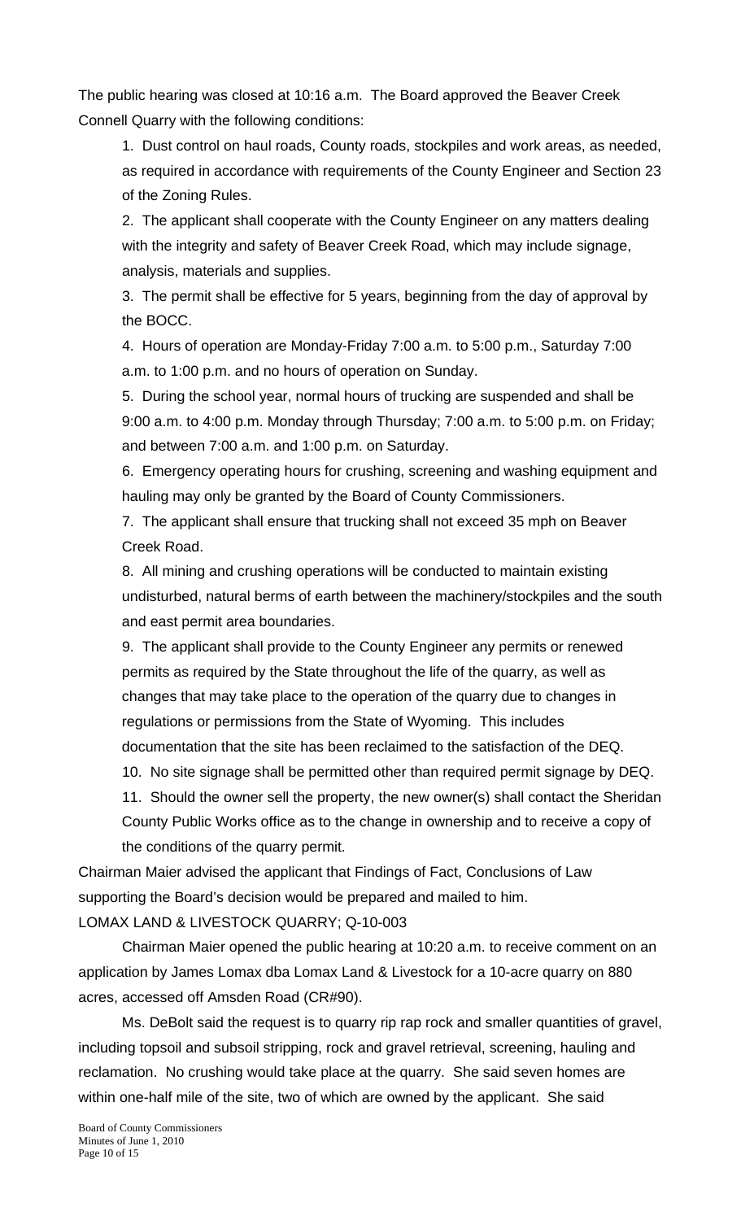The public hearing was closed at 10:16 a.m. The Board approved the Beaver Creek Connell Quarry with the following conditions:

1. Dust control on haul roads, County roads, stockpiles and work areas, as needed, as required in accordance with requirements of the County Engineer and Section 23 of the Zoning Rules.
2. The applicant shall cooperate with the County Engineer on any matters dealing with the integrity and safety of Beaver Creek Road, which may include signage, analysis, materials and supplies.
3. The permit shall be effective for 5 years, beginning from the day of approval by the BOCC.
4. Hours of operation are Monday-Friday 7:00 a.m. to 5:00 p.m., Saturday 7:00 a.m. to 1:00 p.m. and no hours of operation on Sunday.
5. During the school year, normal hours of trucking are suspended and shall be 9:00 a.m. to 4:00 p.m. Monday through Thursday; 7:00 a.m. to 5:00 p.m. on Friday; and between 7:00 a.m. and 1:00 p.m. on Saturday.
6. Emergency operating hours for crushing, screening and washing equipment and hauling may only be granted by the Board of County Commissioners.
7. The applicant shall ensure that trucking shall not exceed 35 mph on Beaver Creek Road.
8. All mining and crushing operations will be conducted to maintain existing undisturbed, natural berms of earth between the machinery/stockpiles and the south and east permit area boundaries.
9. The applicant shall provide to the County Engineer any permits or renewed permits as required by the State throughout the life of the quarry, as well as changes that may take place to the operation of the quarry due to changes in regulations or permissions from the State of Wyoming. This includes documentation that the site has been reclaimed to the satisfaction of the DEQ.
10. No site signage shall be permitted other than required permit signage by DEQ.
11. Should the owner sell the property, the new owner(s) shall contact the Sheridan County Public Works office as to the change in ownership and to receive a copy of the conditions of the quarry permit.

Chairman Maier advised the applicant that Findings of Fact, Conclusions of Law supporting the Board's decision would be prepared and mailed to him.

LOMAX LAND & LIVESTOCK QUARRY; Q-10-003

Chairman Maier opened the public hearing at 10:20 a.m. to receive comment on an application by James Lomax dba Lomax Land & Livestock for a 10-acre quarry on 880 acres, accessed off Amsden Road (CR#90).

Ms. DeBolt said the request is to quarry rip rap rock and smaller quantities of gravel, including topsoil and subsoil stripping, rock and gravel retrieval, screening, hauling and reclamation. No crushing would take place at the quarry. She said seven homes are within one-half mile of the site, two of which are owned by the applicant. She said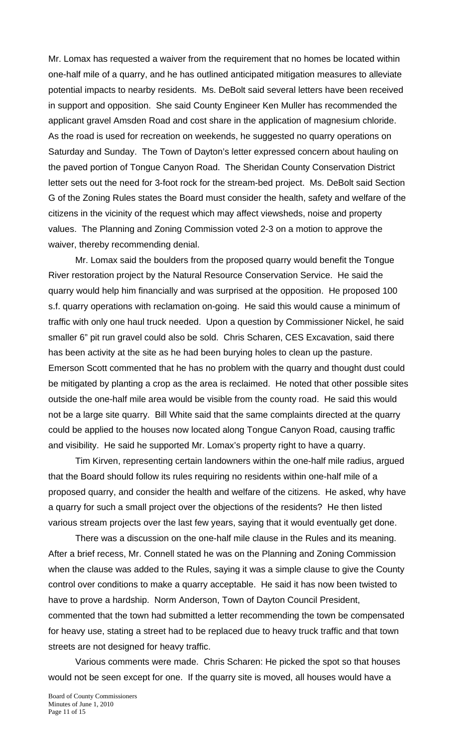Mr. Lomax has requested a waiver from the requirement that no homes be located within one-half mile of a quarry, and he has outlined anticipated mitigation measures to alleviate potential impacts to nearby residents. Ms. DeBolt said several letters have been received in support and opposition. She said County Engineer Ken Muller has recommended the applicant gravel Amsden Road and cost share in the application of magnesium chloride. As the road is used for recreation on weekends, he suggested no quarry operations on Saturday and Sunday. The Town of Dayton's letter expressed concern about hauling on the paved portion of Tongue Canyon Road. The Sheridan County Conservation District letter sets out the need for 3-foot rock for the stream-bed project. Ms. DeBolt said Section G of the Zoning Rules states the Board must consider the health, safety and welfare of the citizens in the vicinity of the request which may affect viewsheds, noise and property values. The Planning and Zoning Commission voted 2-3 on a motion to approve the waiver, thereby recommending denial.

Mr. Lomax said the boulders from the proposed quarry would benefit the Tongue River restoration project by the Natural Resource Conservation Service. He said the quarry would help him financially and was surprised at the opposition. He proposed 100 s.f. quarry operations with reclamation on-going. He said this would cause a minimum of traffic with only one haul truck needed. Upon a question by Commissioner Nickel, he said smaller 6" pit run gravel could also be sold. Chris Scharen, CES Excavation, said there has been activity at the site as he had been burying holes to clean up the pasture. Emerson Scott commented that he has no problem with the quarry and thought dust could be mitigated by planting a crop as the area is reclaimed. He noted that other possible sites outside the one-half mile area would be visible from the county road. He said this would not be a large site quarry. Bill White said that the same complaints directed at the quarry could be applied to the houses now located along Tongue Canyon Road, causing traffic and visibility. He said he supported Mr. Lomax's property right to have a quarry.

Tim Kirven, representing certain landowners within the one-half mile radius, argued that the Board should follow its rules requiring no residents within one-half mile of a proposed quarry, and consider the health and welfare of the citizens. He asked, why have a quarry for such a small project over the objections of the residents? He then listed various stream projects over the last few years, saying that it would eventually get done.

There was a discussion on the one-half mile clause in the Rules and its meaning. After a brief recess, Mr. Connell stated he was on the Planning and Zoning Commission when the clause was added to the Rules, saying it was a simple clause to give the County control over conditions to make a quarry acceptable. He said it has now been twisted to have to prove a hardship. Norm Anderson, Town of Dayton Council President, commented that the town had submitted a letter recommending the town be compensated for heavy use, stating a street had to be replaced due to heavy truck traffic and that town streets are not designed for heavy traffic.

Various comments were made. Chris Scharen: He picked the spot so that houses would not be seen except for one. If the quarry site is moved, all houses would have a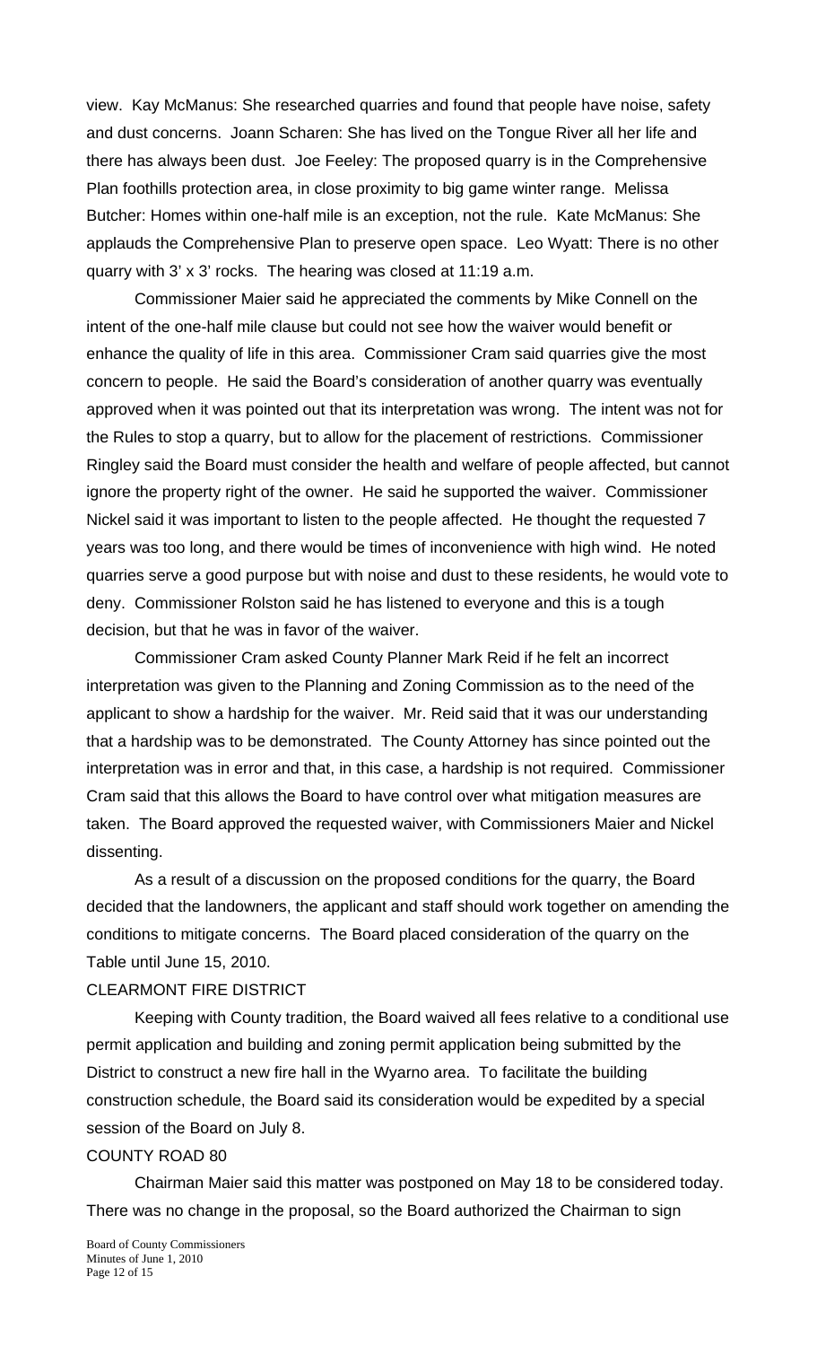view. Kay McManus: She researched quarries and found that people have noise, safety and dust concerns. Joann Scharen: She has lived on the Tongue River all her life and there has always been dust. Joe Feeley: The proposed quarry is in the Comprehensive Plan foothills protection area, in close proximity to big game winter range. Melissa Butcher: Homes within one-half mile is an exception, not the rule. Kate McManus: She applauds the Comprehensive Plan to preserve open space. Leo Wyatt: There is no other quarry with 3' x 3' rocks. The hearing was closed at 11:19 a.m.

Commissioner Maier said he appreciated the comments by Mike Connell on the intent of the one-half mile clause but could not see how the waiver would benefit or enhance the quality of life in this area. Commissioner Cram said quarries give the most concern to people. He said the Board's consideration of another quarry was eventually approved when it was pointed out that its interpretation was wrong. The intent was not for the Rules to stop a quarry, but to allow for the placement of restrictions. Commissioner Ringley said the Board must consider the health and welfare of people affected, but cannot ignore the property right of the owner. He said he supported the waiver. Commissioner Nickel said it was important to listen to the people affected. He thought the requested 7 years was too long, and there would be times of inconvenience with high wind. He noted quarries serve a good purpose but with noise and dust to these residents, he would vote to deny. Commissioner Rolston said he has listened to everyone and this is a tough decision, but that he was in favor of the waiver.

Commissioner Cram asked County Planner Mark Reid if he felt an incorrect interpretation was given to the Planning and Zoning Commission as to the need of the applicant to show a hardship for the waiver. Mr. Reid said that it was our understanding that a hardship was to be demonstrated. The County Attorney has since pointed out the interpretation was in error and that, in this case, a hardship is not required. Commissioner Cram said that this allows the Board to have control over what mitigation measures are taken. The Board approved the requested waiver, with Commissioners Maier and Nickel dissenting.

As a result of a discussion on the proposed conditions for the quarry, the Board decided that the landowners, the applicant and staff should work together on amending the conditions to mitigate concerns. The Board placed consideration of the quarry on the Table until June 15, 2010.

CLEARMONT FIRE DISTRICT

Keeping with County tradition, the Board waived all fees relative to a conditional use permit application and building and zoning permit application being submitted by the District to construct a new fire hall in the Wyarno area. To facilitate the building construction schedule, the Board said its consideration would be expedited by a special session of the Board on July 8.

COUNTY ROAD 80

Chairman Maier said this matter was postponed on May 18 to be considered today. There was no change in the proposal, so the Board authorized the Chairman to sign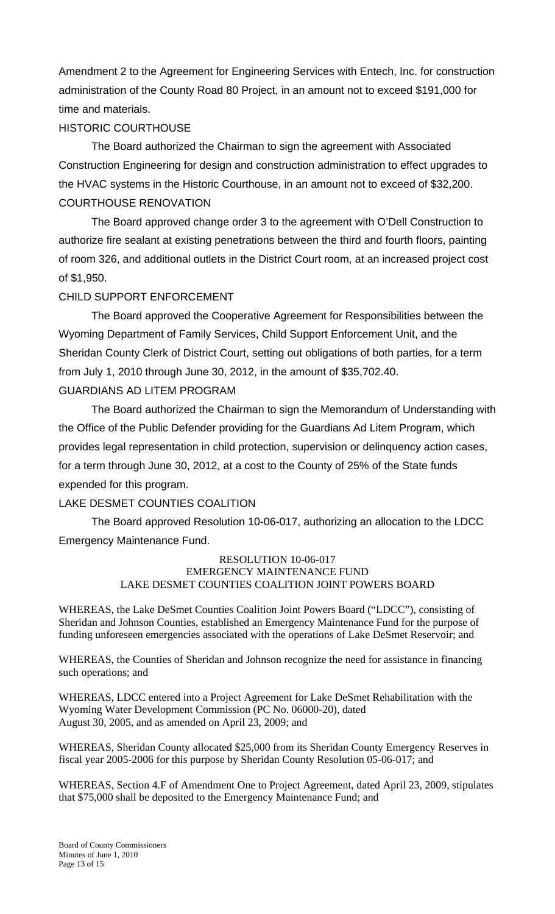Amendment 2 to the Agreement for Engineering Services with Entech, Inc. for construction administration of the County Road 80 Project, in an amount not to exceed $191,000 for time and materials.

HISTORIC COURTHOUSE

The Board authorized the Chairman to sign the agreement with Associated Construction Engineering for design and construction administration to effect upgrades to the HVAC systems in the Historic Courthouse, in an amount not to exceed of $32,200.

COURTHOUSE RENOVATION

The Board approved change order 3 to the agreement with O'Dell Construction to authorize fire sealant at existing penetrations between the third and fourth floors, painting of room 326, and additional outlets in the District Court room, at an increased project cost of $1,950.

CHILD SUPPORT ENFORCEMENT

The Board approved the Cooperative Agreement for Responsibilities between the Wyoming Department of Family Services, Child Support Enforcement Unit, and the Sheridan County Clerk of District Court, setting out obligations of both parties, for a term from July 1, 2010 through June 30, 2012, in the amount of $35,702.40.

GUARDIANS AD LITEM PROGRAM

The Board authorized the Chairman to sign the Memorandum of Understanding with the Office of the Public Defender providing for the Guardians Ad Litem Program, which provides legal representation in child protection, supervision or delinquency action cases, for a term through June 30, 2012, at a cost to the County of 25% of the State funds expended for this program.

LAKE DESMET COUNTIES COALITION

The Board approved Resolution 10-06-017, authorizing an allocation to the LDCC Emergency Maintenance Fund.

RESOLUTION 10-06-017
EMERGENCY MAINTENANCE FUND
LAKE DESMET COUNTIES COALITION JOINT POWERS BOARD

WHEREAS, the Lake DeSmet Counties Coalition Joint Powers Board ("LDCC"), consisting of Sheridan and Johnson Counties, established an Emergency Maintenance Fund for the purpose of funding unforeseen emergencies associated with the operations of Lake DeSmet Reservoir; and

WHEREAS, the Counties of Sheridan and Johnson recognize the need for assistance in financing such operations; and

WHEREAS, LDCC entered into a Project Agreement for Lake DeSmet Rehabilitation with the Wyoming Water Development Commission (PC No. 06000-20), dated August 30, 2005, and as amended on April 23, 2009; and

WHEREAS, Sheridan County allocated $25,000 from its Sheridan County Emergency Reserves in fiscal year 2005-2006 for this purpose by Sheridan County Resolution 05-06-017; and

WHEREAS, Section 4.F of Amendment One to Project Agreement, dated April 23, 2009, stipulates that $75,000 shall be deposited to the Emergency Maintenance Fund; and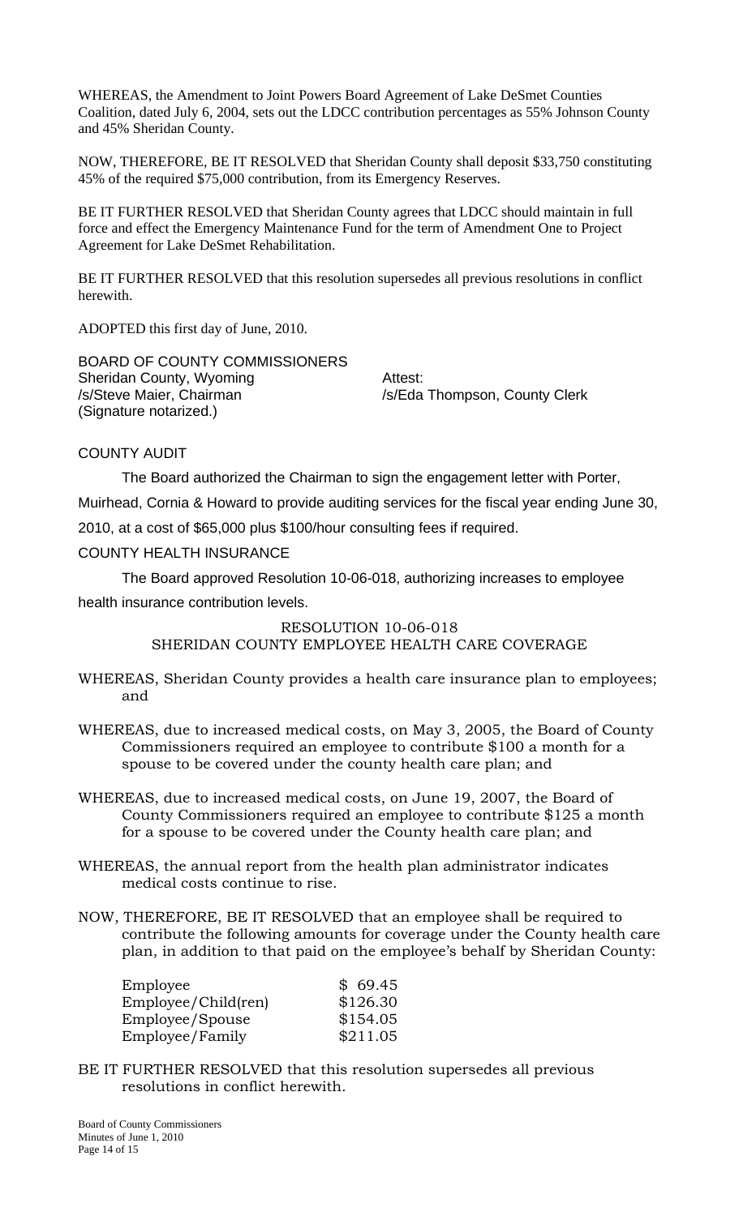WHEREAS, the Amendment to Joint Powers Board Agreement of Lake DeSmet Counties Coalition, dated July 6, 2004, sets out the LDCC contribution percentages as 55% Johnson County and 45% Sheridan County.

NOW, THEREFORE, BE IT RESOLVED that Sheridan County shall deposit $33,750 constituting 45% of the required $75,000 contribution, from its Emergency Reserves.

BE IT FURTHER RESOLVED that Sheridan County agrees that LDCC should maintain in full force and effect the Emergency Maintenance Fund for the term of Amendment One to Project Agreement for Lake DeSmet Rehabilitation.

BE IT FURTHER RESOLVED that this resolution supersedes all previous resolutions in conflict herewith.

ADOPTED this first day of June, 2010.

BOARD OF COUNTY COMMISSIONERS
Sheridan County, Wyoming
/s/Steve Maier, Chairman
(Signature notarized.)

Attest:
/s/Eda Thompson, County Clerk

COUNTY AUDIT

The Board authorized the Chairman to sign the engagement letter with Porter, Muirhead, Cornia & Howard to provide auditing services for the fiscal year ending June 30, 2010, at a cost of $65,000 plus $100/hour consulting fees if required.

COUNTY HEALTH INSURANCE

The Board approved Resolution 10-06-018, authorizing increases to employee health insurance contribution levels.

RESOLUTION 10-06-018
SHERIDAN COUNTY EMPLOYEE HEALTH CARE COVERAGE

WHEREAS, Sheridan County provides a health care insurance plan to employees; and

WHEREAS, due to increased medical costs, on May 3, 2005, the Board of County Commissioners required an employee to contribute $100 a month for a spouse to be covered under the county health care plan; and

WHEREAS, due to increased medical costs, on June 19, 2007, the Board of County Commissioners required an employee to contribute $125 a month for a spouse to be covered under the County health care plan; and

WHEREAS, the annual report from the health plan administrator indicates medical costs continue to rise.

NOW, THEREFORE, BE IT RESOLVED that an employee shall be required to contribute the following amounts for coverage under the County health care plan, in addition to that paid on the employee's behalf by Sheridan County:

| | |
|---|---|
| Employee | $ 69.45 |
| Employee/Child(ren) | $126.30 |
| Employee/Spouse | $154.05 |
| Employee/Family | $211.05 |

BE IT FURTHER RESOLVED that this resolution supersedes all previous resolutions in conflict herewith.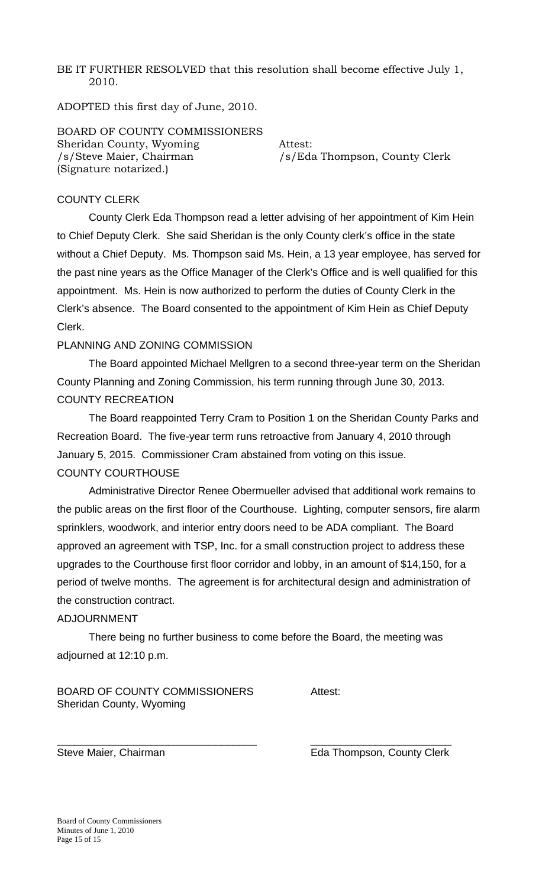BE IT FURTHER RESOLVED that this resolution shall become effective July 1, 2010.

ADOPTED this first day of June, 2010.

BOARD OF COUNTY COMMISSIONERS
Sheridan County, Wyoming
/s/Steve Maier, Chairman
(Signature notarized.)

Attest:
/s/Eda Thompson, County Clerk

COUNTY CLERK

County Clerk Eda Thompson read a letter advising of her appointment of Kim Hein to Chief Deputy Clerk. She said Sheridan is the only County clerk's office in the state without a Chief Deputy. Ms. Thompson said Ms. Hein, a 13 year employee, has served for the past nine years as the Office Manager of the Clerk's Office and is well qualified for this appointment. Ms. Hein is now authorized to perform the duties of County Clerk in the Clerk's absence. The Board consented to the appointment of Kim Hein as Chief Deputy Clerk.

PLANNING AND ZONING COMMISSION

The Board appointed Michael Mellgren to a second three-year term on the Sheridan County Planning and Zoning Commission, his term running through June 30, 2013.

COUNTY RECREATION

The Board reappointed Terry Cram to Position 1 on the Sheridan County Parks and Recreation Board. The five-year term runs retroactive from January 4, 2010 through January 5, 2015. Commissioner Cram abstained from voting on this issue.

COUNTY COURTHOUSE

Administrative Director Renee Obermueller advised that additional work remains to the public areas on the first floor of the Courthouse. Lighting, computer sensors, fire alarm sprinklers, woodwork, and interior entry doors need to be ADA compliant. The Board approved an agreement with TSP, Inc. for a small construction project to address these upgrades to the Courthouse first floor corridor and lobby, in an amount of $14,150, for a period of twelve months. The agreement is for architectural design and administration of the construction contract.

ADJOURNMENT

There being no further business to come before the Board, the meeting was adjourned at 12:10 p.m.

BOARD OF COUNTY COMMISSIONERS
Sheridan County, Wyoming

Attest:

\_\_\_\_\_\_\_\_\_\_\_\_\_\_\_\_\_\_\_\_\_\_\_\_\_\_\_\_\_\_\_\_\_\_
Steve Maier, Chairman

\_\_\_\_\_\_\_\_\_\_\_\_\_\_\_\_\_\_\_\_\_\_\_\_\_\_
Eda Thompson, County Clerk